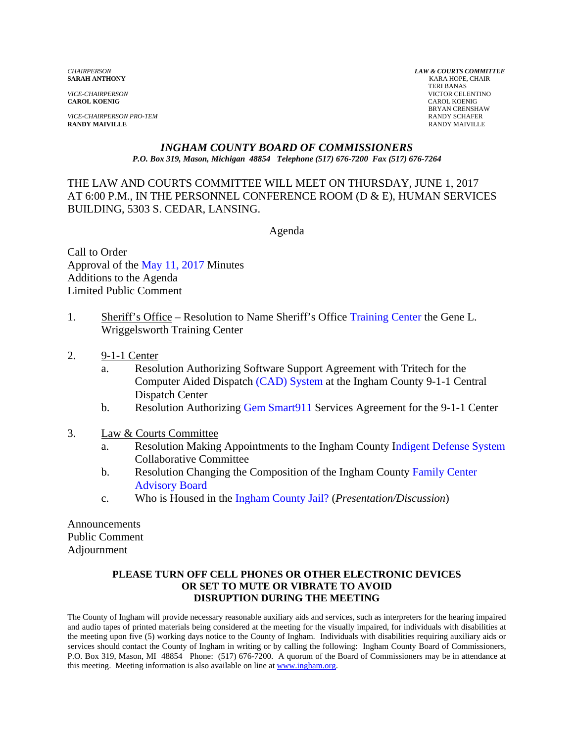*CHAIRPERSON*
**SARAH ANTHONY**

*VICE-CHAIRPERSON*
**CAROL KOENIG**

*VICE-CHAIRPERSON PRO-TEM*
**RANDY MAIVILLE**

***LAW & COURTS COMMITTEE***
KARA HOPE, CHAIR
TERI BANAS
VICTOR CELENTINO
CAROL KOENIG
BRYAN CRENSHAW
RANDY SCHAFER
RANDY MAIVILLE

# *INGHAM COUNTY BOARD OF COMMISSIONERS*

***P.O. Box 319, Mason, Michigan 48854 Telephone (517) 676-7200 Fax (517) 676-7264***

THE LAW AND COURTS COMMITTEE WILL MEET ON THURSDAY, JUNE 1, 2017 AT 6:00 P.M., IN THE PERSONNEL CONFERENCE ROOM (D & E), HUMAN SERVICES BUILDING, 5303 S. CEDAR, LANSING.

Agenda

Call to Order
Approval of the May 11, 2017 Minutes
Additions to the Agenda
Limited Public Comment

1. Sheriff's Office – Resolution to Name Sheriff's Office Training Center the Gene L. Wriggelsworth Training Center

2. 9-1-1 Center
   a. Resolution Authorizing Software Support Agreement with Tritech for the Computer Aided Dispatch (CAD) System at the Ingham County 9-1-1 Central Dispatch Center
   b. Resolution Authorizing Gem Smart911 Services Agreement for the 9-1-1 Center

3. Law & Courts Committee
   a. Resolution Making Appointments to the Ingham County Indigent Defense System Collaborative Committee
   b. Resolution Changing the Composition of the Ingham County Family Center Advisory Board
   c. Who is Housed in the Ingham County Jail? (*Presentation/Discussion*)

Announcements
Public Comment
Adjournment

**PLEASE TURN OFF CELL PHONES OR OTHER ELECTRONIC DEVICES OR SET TO MUTE OR VIBRATE TO AVOID DISRUPTION DURING THE MEETING**

The County of Ingham will provide necessary reasonable auxiliary aids and services, such as interpreters for the hearing impaired and audio tapes of printed materials being considered at the meeting for the visually impaired, for individuals with disabilities at the meeting upon five (5) working days notice to the County of Ingham. Individuals with disabilities requiring auxiliary aids or services should contact the County of Ingham in writing or by calling the following: Ingham County Board of Commissioners, P.O. Box 319, Mason, MI 48854 Phone: (517) 676-7200. A quorum of the Board of Commissioners may be in attendance at this meeting. Meeting information is also available on line at www.ingham.org.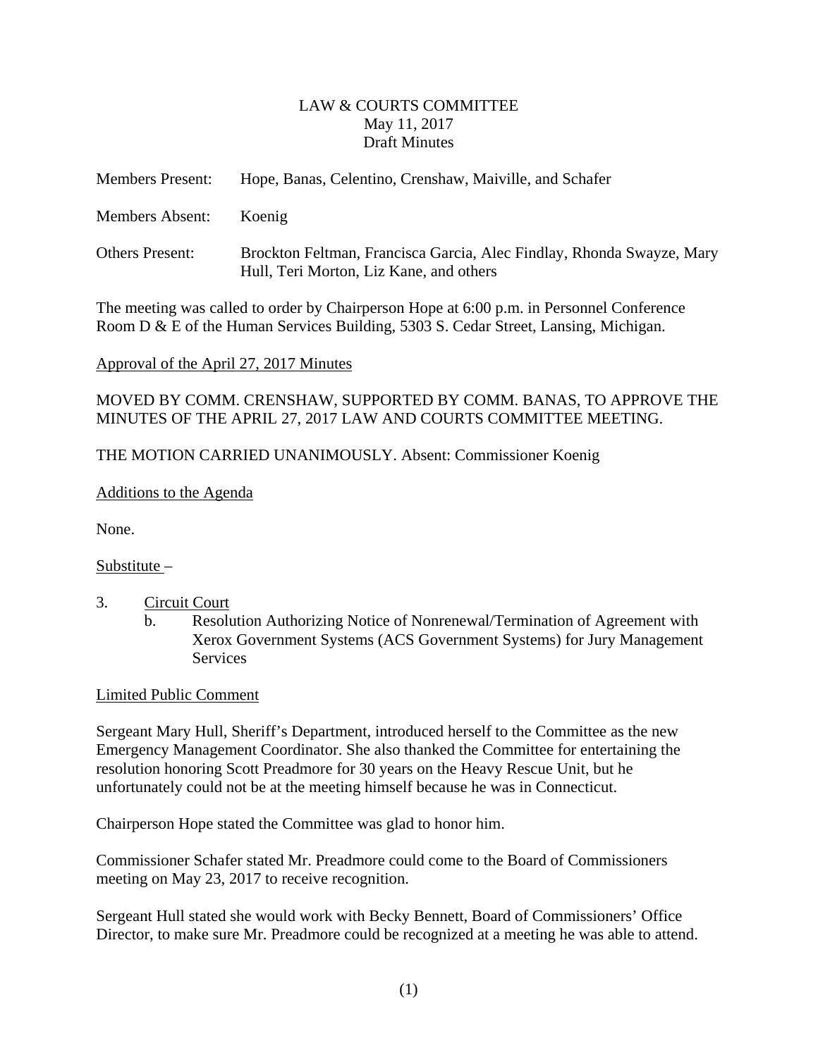LAW & COURTS COMMITTEE
May 11, 2017
Draft Minutes

Members Present: Hope, Banas, Celentino, Crenshaw, Maiville, and Schafer

Members Absent: Koenig

Others Present: Brockton Feltman, Francisca Garcia, Alec Findlay, Rhonda Swayze, Mary Hull, Teri Morton, Liz Kane, and others

The meeting was called to order by Chairperson Hope at 6:00 p.m. in Personnel Conference Room D & E of the Human Services Building, 5303 S. Cedar Street, Lansing, Michigan.

Approval of the April 27, 2017 Minutes

MOVED BY COMM. CRENSHAW, SUPPORTED BY COMM. BANAS, TO APPROVE THE MINUTES OF THE APRIL 27, 2017 LAW AND COURTS COMMITTEE MEETING.

THE MOTION CARRIED UNANIMOUSLY. Absent: Commissioner Koenig

Additions to the Agenda

None.

Substitute –

3. Circuit Court
   b. Resolution Authorizing Notice of Nonrenewal/Termination of Agreement with Xerox Government Systems (ACS Government Systems) for Jury Management Services

Limited Public Comment

Sergeant Mary Hull, Sheriff's Department, introduced herself to the Committee as the new Emergency Management Coordinator. She also thanked the Committee for entertaining the resolution honoring Scott Preadmore for 30 years on the Heavy Rescue Unit, but he unfortunately could not be at the meeting himself because he was in Connecticut.

Chairperson Hope stated the Committee was glad to honor him.

Commissioner Schafer stated Mr. Preadmore could come to the Board of Commissioners meeting on May 23, 2017 to receive recognition.

Sergeant Hull stated she would work with Becky Bennett, Board of Commissioners' Office Director, to make sure Mr. Preadmore could be recognized at a meeting he was able to attend.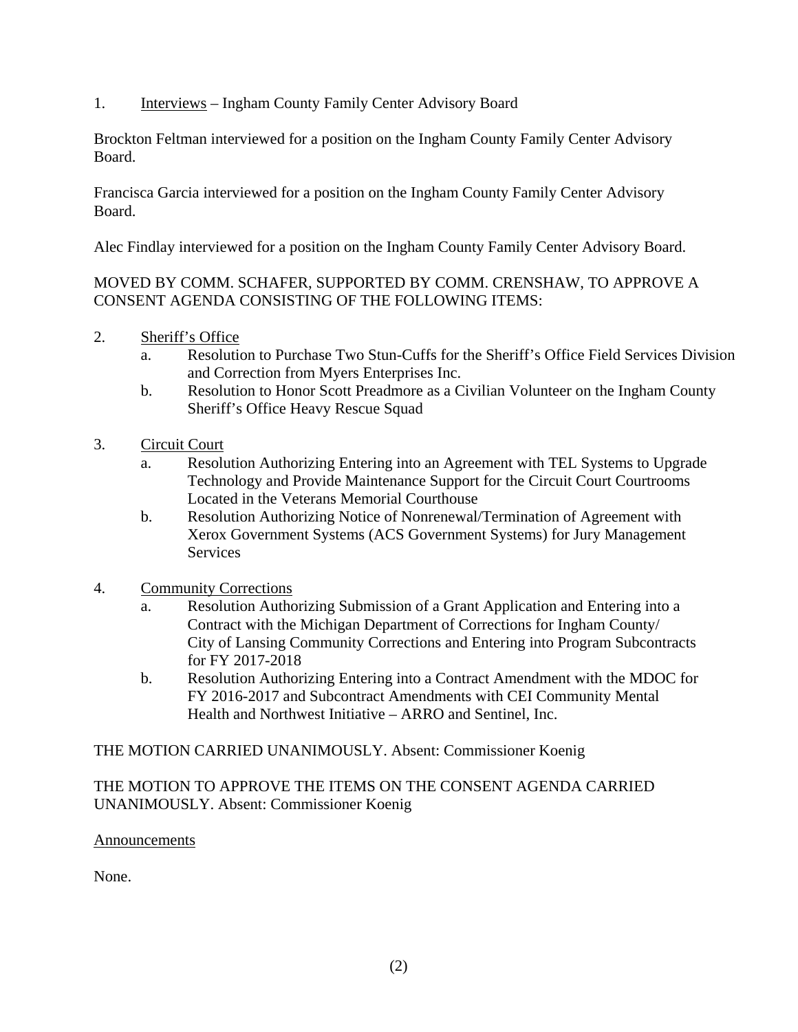1. Interviews – Ingham County Family Center Advisory Board

Brockton Feltman interviewed for a position on the Ingham County Family Center Advisory Board.

Francisca Garcia interviewed for a position on the Ingham County Family Center Advisory Board.

Alec Findlay interviewed for a position on the Ingham County Family Center Advisory Board.

MOVED BY COMM. SCHAFER, SUPPORTED BY COMM. CRENSHAW, TO APPROVE A CONSENT AGENDA CONSISTING OF THE FOLLOWING ITEMS:

2. Sheriff's Office
   a. Resolution to Purchase Two Stun-Cuffs for the Sheriff's Office Field Services Division and Correction from Myers Enterprises Inc.
   b. Resolution to Honor Scott Preadmore as a Civilian Volunteer on the Ingham County Sheriff's Office Heavy Rescue Squad

3. Circuit Court
   a. Resolution Authorizing Entering into an Agreement with TEL Systems to Upgrade Technology and Provide Maintenance Support for the Circuit Court Courtrooms Located in the Veterans Memorial Courthouse
   b. Resolution Authorizing Notice of Nonrenewal/Termination of Agreement with Xerox Government Systems (ACS Government Systems) for Jury Management Services

4. Community Corrections
   a. Resolution Authorizing Submission of a Grant Application and Entering into a Contract with the Michigan Department of Corrections for Ingham County/ City of Lansing Community Corrections and Entering into Program Subcontracts for FY 2017-2018
   b. Resolution Authorizing Entering into a Contract Amendment with the MDOC for FY 2016-2017 and Subcontract Amendments with CEI Community Mental Health and Northwest Initiative – ARRO and Sentinel, Inc.

THE MOTION CARRIED UNANIMOUSLY. Absent: Commissioner Koenig

THE MOTION TO APPROVE THE ITEMS ON THE CONSENT AGENDA CARRIED UNANIMOUSLY. Absent: Commissioner Koenig

Announcements

None.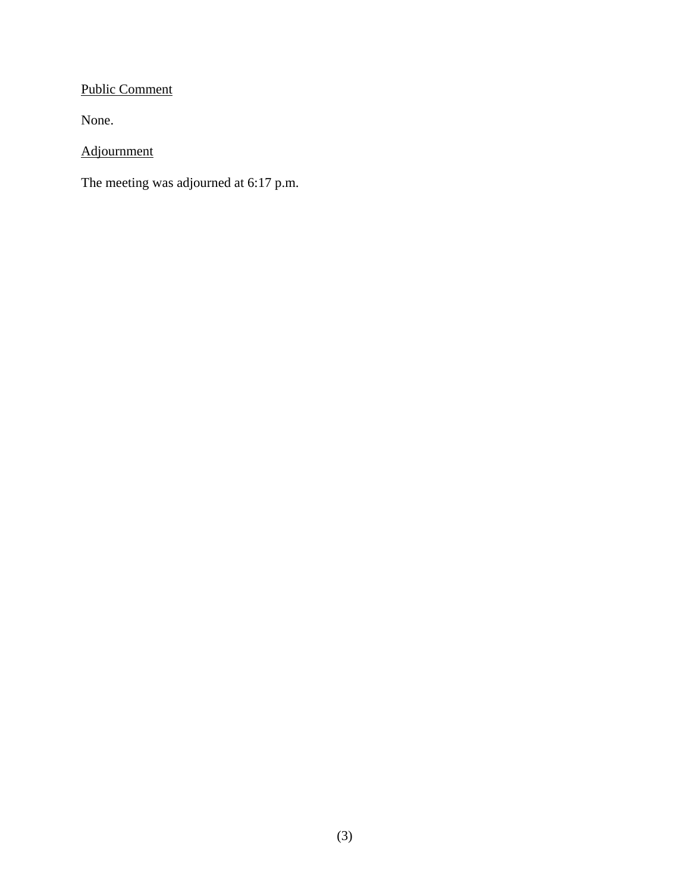Public Comment

None.

Adjournment

The meeting was adjourned at 6:17 p.m.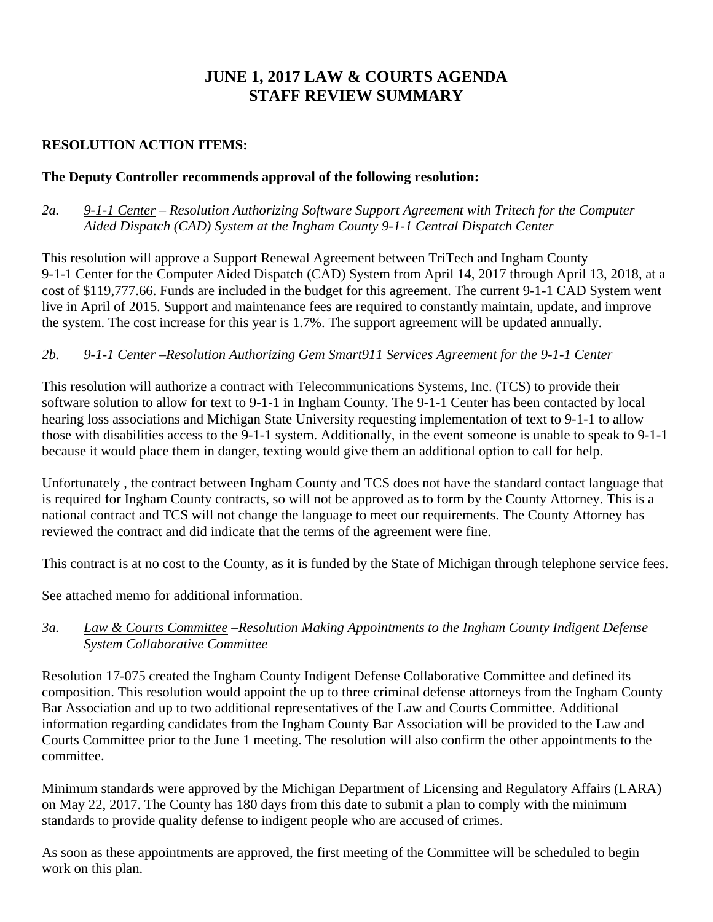# JUNE 1, 2017 LAW & COURTS AGENDA
# STAFF REVIEW SUMMARY

**RESOLUTION ACTION ITEMS:**

**The Deputy Controller recommends approval of the following resolution:**

*2a. 9-1-1 Center – Resolution Authorizing Software Support Agreement with Tritech for the Computer Aided Dispatch (CAD) System at the Ingham County 9-1-1 Central Dispatch Center*

This resolution will approve a Support Renewal Agreement between TriTech and Ingham County 9-1-1 Center for the Computer Aided Dispatch (CAD) System from April 14, 2017 through April 13, 2018, at a cost of $119,777.66. Funds are included in the budget for this agreement. The current 9-1-1 CAD System went live in April of 2015. Support and maintenance fees are required to constantly maintain, update, and improve the system. The cost increase for this year is 1.7%. The support agreement will be updated annually.

*2b. 9-1-1 Center –Resolution Authorizing Gem Smart911 Services Agreement for the 9-1-1 Center*

This resolution will authorize a contract with Telecommunications Systems, Inc. (TCS) to provide their software solution to allow for text to 9-1-1 in Ingham County. The 9-1-1 Center has been contacted by local hearing loss associations and Michigan State University requesting implementation of text to 9-1-1 to allow those with disabilities access to the 9-1-1 system. Additionally, in the event someone is unable to speak to 9-1-1 because it would place them in danger, texting would give them an additional option to call for help.

Unfortunately , the contract between Ingham County and TCS does not have the standard contact language that is required for Ingham County contracts, so will not be approved as to form by the County Attorney. This is a national contract and TCS will not change the language to meet our requirements. The County Attorney has reviewed the contract and did indicate that the terms of the agreement were fine.

This contract is at no cost to the County, as it is funded by the State of Michigan through telephone service fees.

See attached memo for additional information.

*3a. Law & Courts Committee –Resolution Making Appointments to the Ingham County Indigent Defense System Collaborative Committee*

Resolution 17-075 created the Ingham County Indigent Defense Collaborative Committee and defined its composition. This resolution would appoint the up to three criminal defense attorneys from the Ingham County Bar Association and up to two additional representatives of the Law and Courts Committee. Additional information regarding candidates from the Ingham County Bar Association will be provided to the Law and Courts Committee prior to the June 1 meeting. The resolution will also confirm the other appointments to the committee.

Minimum standards were approved by the Michigan Department of Licensing and Regulatory Affairs (LARA) on May 22, 2017. The County has 180 days from this date to submit a plan to comply with the minimum standards to provide quality defense to indigent people who are accused of crimes.

As soon as these appointments are approved, the first meeting of the Committee will be scheduled to begin work on this plan.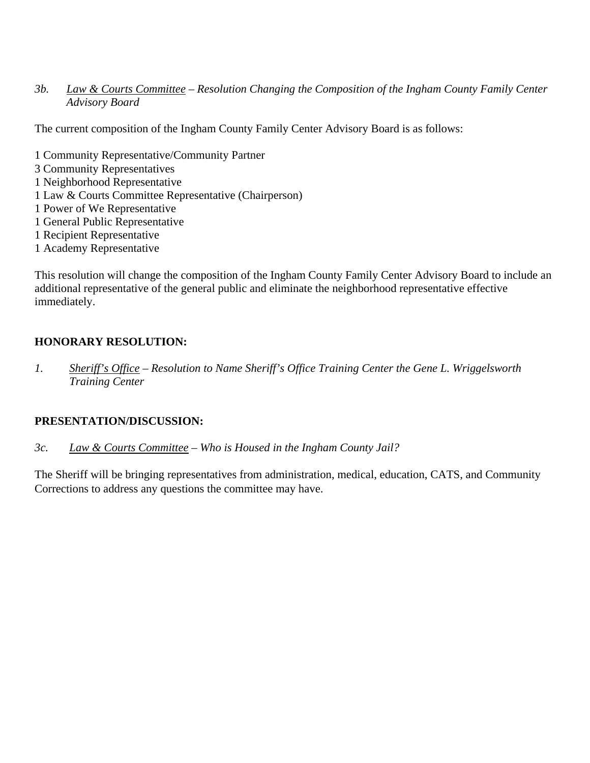*3b. Law & Courts Committee – Resolution Changing the Composition of the Ingham County Family Center Advisory Board*

The current composition of the Ingham County Family Center Advisory Board is as follows:

1 Community Representative/Community Partner  
3 Community Representatives  
1 Neighborhood Representative  
1 Law & Courts Committee Representative (Chairperson)  
1 Power of We Representative  
1 General Public Representative  
1 Recipient Representative  
1 Academy Representative

This resolution will change the composition of the Ingham County Family Center Advisory Board to include an additional representative of the general public and eliminate the neighborhood representative effective immediately.

**HONORARY RESOLUTION:**

*1. Sheriff's Office – Resolution to Name Sheriff's Office Training Center the Gene L. Wriggelsworth Training Center*

**PRESENTATION/DISCUSSION:**

*3c. Law & Courts Committee – Who is Housed in the Ingham County Jail?*

The Sheriff will be bringing representatives from administration, medical, education, CATS, and Community Corrections to address any questions the committee may have.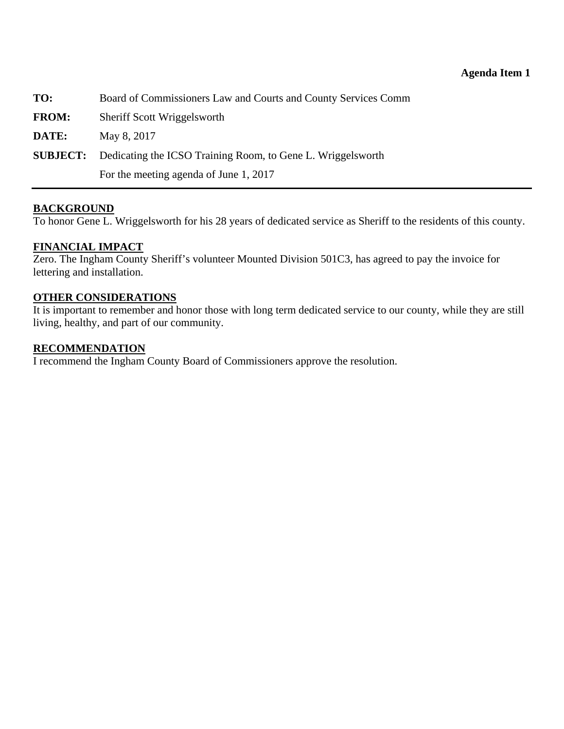**Agenda Item 1**

| | |
|---|---|
| **TO:** | Board of Commissioners Law and Courts and County Services Comm |
| **FROM:** | Sheriff Scott Wriggelsworth |
| **DATE:** | May 8, 2017 |
| **SUBJECT:** | Dedicating the ICSO Training Room, to Gene L. Wriggelsworth<br>For the meeting agenda of June 1, 2017 |

---

## BACKGROUND

To honor Gene L. Wriggelsworth for his 28 years of dedicated service as Sheriff to the residents of this county.

## FINANCIAL IMPACT

Zero. The Ingham County Sheriff's volunteer Mounted Division 501C3, has agreed to pay the invoice for lettering and installation.

## OTHER CONSIDERATIONS

It is important to remember and honor those with long term dedicated service to our county, while they are still living, healthy, and part of our community.

## RECOMMENDATION

I recommend the Ingham County Board of Commissioners approve the resolution.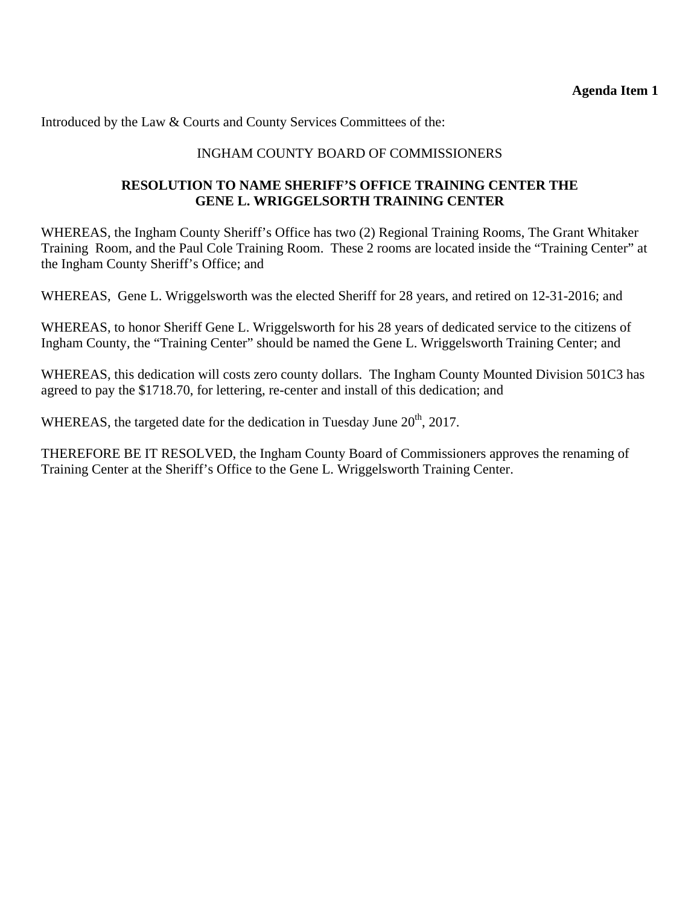**Agenda Item 1**

Introduced by the Law & Courts and County Services Committees of the:

INGHAM COUNTY BOARD OF COMMISSIONERS

**RESOLUTION TO NAME SHERIFF'S OFFICE TRAINING CENTER THE GENE L. WRIGGELSORTH TRAINING CENTER**

WHEREAS, the Ingham County Sheriff's Office has two (2) Regional Training Rooms, The Grant Whitaker Training Room, and the Paul Cole Training Room. These 2 rooms are located inside the "Training Center" at the Ingham County Sheriff's Office; and

WHEREAS, Gene L. Wriggelsworth was the elected Sheriff for 28 years, and retired on 12-31-2016; and

WHEREAS, to honor Sheriff Gene L. Wriggelsworth for his 28 years of dedicated service to the citizens of Ingham County, the "Training Center" should be named the Gene L. Wriggelsworth Training Center; and

WHEREAS, this dedication will costs zero county dollars. The Ingham County Mounted Division 501C3 has agreed to pay the $1718.70, for lettering, re-center and install of this dedication; and

WHEREAS, the targeted date for the dedication in Tuesday June 20th, 2017.

THEREFORE BE IT RESOLVED, the Ingham County Board of Commissioners approves the renaming of Training Center at the Sheriff's Office to the Gene L. Wriggelsworth Training Center.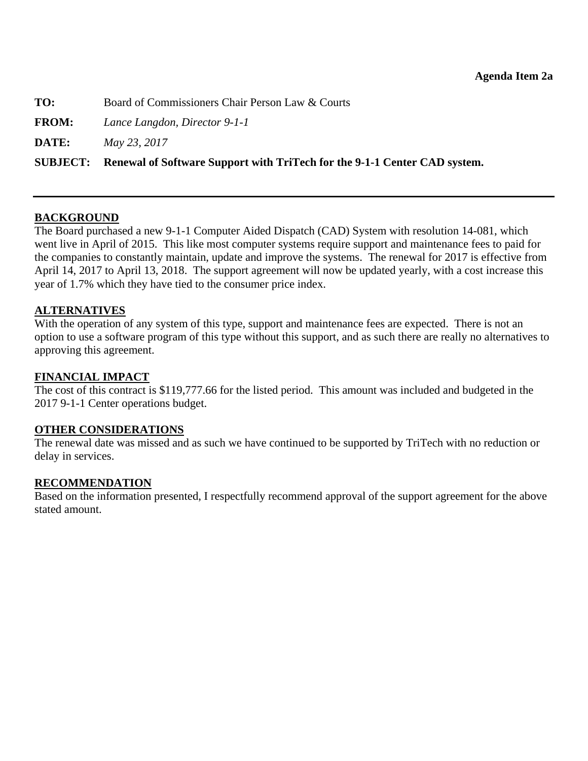**Agenda Item 2a**

**TO:** Board of Commissioners Chair Person Law & Courts

**FROM:** *Lance Langdon, Director 9-1-1*

**DATE:** *May 23, 2017*

**SUBJECT: Renewal of Software Support with TriTech for the 9-1-1 Center CAD system.**

---

## BACKGROUND

The Board purchased a new 9-1-1 Computer Aided Dispatch (CAD) System with resolution 14-081, which went live in April of 2015. This like most computer systems require support and maintenance fees to paid for the companies to constantly maintain, update and improve the systems. The renewal for 2017 is effective from April 14, 2017 to April 13, 2018. The support agreement will now be updated yearly, with a cost increase this year of 1.7% which they have tied to the consumer price index.

## ALTERNATIVES

With the operation of any system of this type, support and maintenance fees are expected. There is not an option to use a software program of this type without this support, and as such there are really no alternatives to approving this agreement.

## FINANCIAL IMPACT

The cost of this contract is $119,777.66 for the listed period. This amount was included and budgeted in the 2017 9-1-1 Center operations budget.

## OTHER CONSIDERATIONS

The renewal date was missed and as such we have continued to be supported by TriTech with no reduction or delay in services.

## RECOMMENDATION

Based on the information presented, I respectfully recommend approval of the support agreement for the above stated amount.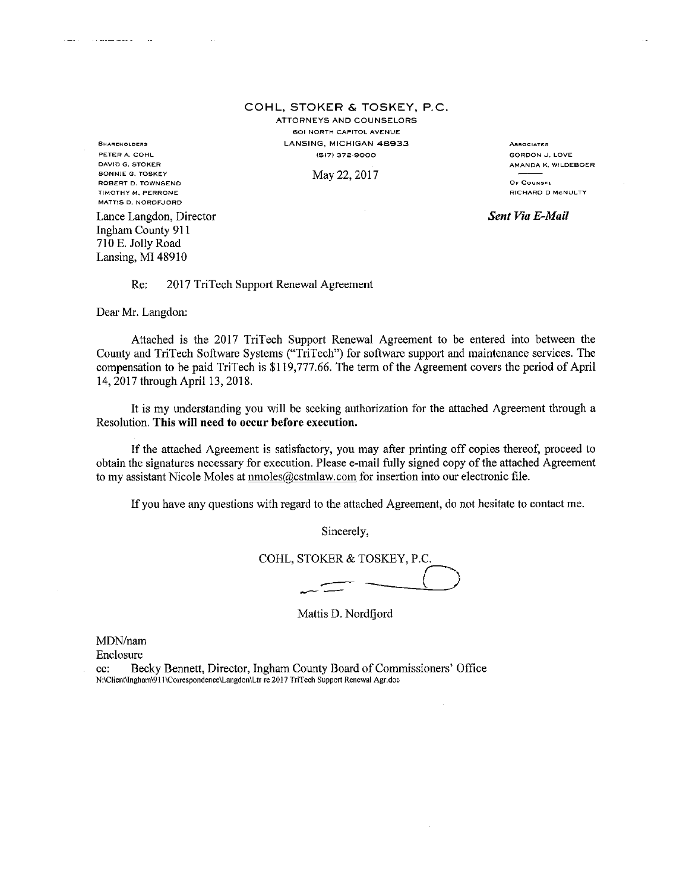**COHL, STOKER & TOSKEY, P.C.**

ATTORNEYS AND COUNSELORS
601 NORTH CAPITOL AVENUE
LANSING, MICHIGAN 48933
(517) 372-9000

SHAREHOLDERS
PETER A. COHL
DAVID G. STOKER
BONNIE G. TOSKEY
ROBERT D. TOWNSEND
TIMOTHY M. PERRONE
MATTIS D. NORDFJORD

ASSOCIATES
GORDON J. LOVE
AMANDA K. WILDEBOER

OF COUNSEL
RICHARD D McNULTY

May 22, 2017

Lance Langdon, Director
Ingham County 911
710 E. Jolly Road
Lansing, MI 48910

***Sent Via E-Mail***

Re: 2017 TriTech Support Renewal Agreement

Dear Mr. Langdon:

Attached is the 2017 TriTech Support Renewal Agreement to be entered into between the County and TriTech Software Systems ("TriTech") for software support and maintenance services. The compensation to be paid TriTech is $119,777.66. The term of the Agreement covers the period of April 14, 2017 through April 13, 2018.

It is my understanding you will be seeking authorization for the attached Agreement through a Resolution. **This will need to occur before execution.**

If the attached Agreement is satisfactory, you may after printing off copies thereof, proceed to obtain the signatures necessary for execution. Please e-mail fully signed copy of the attached Agreement to my assistant Nicole Moles at nmoles@cstmlaw.com for insertion into our electronic file.

If you have any questions with regard to the attached Agreement, do not hesitate to contact me.

Sincerely,

COHL, STOKER & TOSKEY, P.C.

Mattis D. Nordfjord

MDN/nam
Enclosure
cc: Becky Bennett, Director, Ingham County Board of Commissioners' Office
N:\Client\Ingham\911\Correspondence\Langdon\Ltr re 2017 TriTech Support Renewal Agr.doc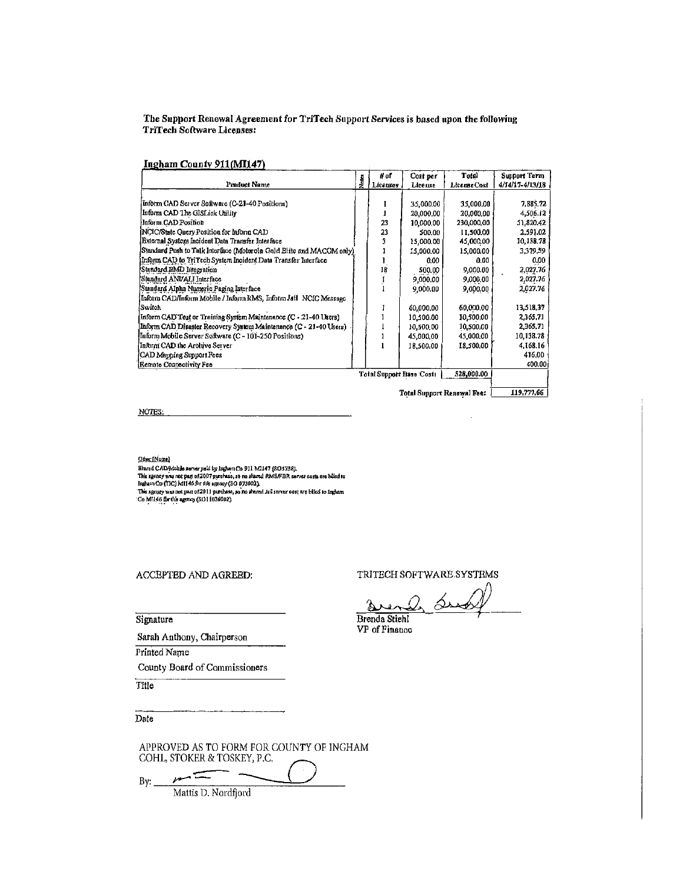**The Support Renewal Agreement for TriTech Support Services is based upon the following TriTech Software Licenses:**

**Ingham County 911(MI147)**

| Product Name | Notes | # of Licenses | Cost per License | Total License Cost | Support Term 4/14/17-4/13/18 |
|---|---|---|---|---|---|
| Inform CAD Server Software (C-21-40 Positions) | | 1 | 35,000.00 | 35,000.00 | 7,885.72 |
| Inform CAD The GISLink Utility | | 1 | 20,000.00 | 20,000.00 | 4,506.12 |
| Inform CAD Position | | 23 | 10,000.00 | 230,000.00 | 51,820.42 |
| NCIC/State Query Position for Inform CAD | | 23 | 500.00 | 11,500.00 | 2,591.02 |
| External System Incident Data Transfer Interface | | 3 | 15,000.00 | 45,000.00 | 10,138.78 |
| Standard Push to Talk Interface (Motorola Gold Elite and MACOM only) | | 1 | 15,000.00 | 15,000.00 | 3,379.59 |
| Inform CAD to TriTech System Incident Data Transfer Interface | | 1 | 0.00 | 0.00 | 0.00 |
| Standard EMD Integration | | 18 | 500.00 | 9,000.00 | 2,027.76 |
| Standard ANI/ALI Interface | | 1 | 9,000.00 | 9,000.00 | 2,027.76 |
| Standard Alpha Numeric Paging Interface | | 1 | 9,000.00 | 9,000.00 | 2,027.76 |
| Inform CAD/Inform Mobile / Inform RMS, Inform Jail NCIC Message Switch | | 1 | 60,000.00 | 60,000.00 | 13,518.37 |
| Inform CAD Test or Training System Maintenance (C - 21-40 Users) | | 1 | 10,500.00 | 10,500.00 | 2,365.71 |
| Inform CAD Disaster Recovery System Maintenance (C - 21-40 Users) | | 1 | 10,500.00 | 10,500.00 | 2,365.71 |
| Inform Mobile Server Software (C - 101-250 Positions) | | 1 | 45,000.00 | 45,000.00 | 10,138.78 |
| Inform CAD the Archive Server | | 1 | 18,500.00 | 18,500.00 | 4,168.16 |
| CAD Mapping Support Fees | | | | | 416.00 |
| Remote Connectivity Fee | | | | | 400.00 |
| | | Total Support Base Cost: | | 528,000.00 | |
| | | Total Support Renewal Fee: | | | 119,777.66 |

NOTES:

Other [Notes]

Shared CAD/Mobile server paid by Ingham Co 911 MI147 (SO5738).
This agency was not part of 2007 purchase, so no shared RMS/FBR server costs are billed to Ingham Co (TIC) MI146 for this agency (SO 073002).
This agency was not part of 2011 purchase, so no shared Jail server cost are billed to Ingham Co MI146 for this agency (SO11036002).

ACCEPTED AND AGREED:

______________________
Signature

Sarah Anthony, Chairperson
Printed Name

County Board of Commissioners
Title

______________________
Date

TRITECH SOFTWARE SYSTEMS

Brenda Stiehl
VP of Finance

APPROVED AS TO FORM FOR COUNTY OF INGHAM
COHL, STOKER & TOSKEY, P.C.

By: ______________________
Mattis D. Nordfjord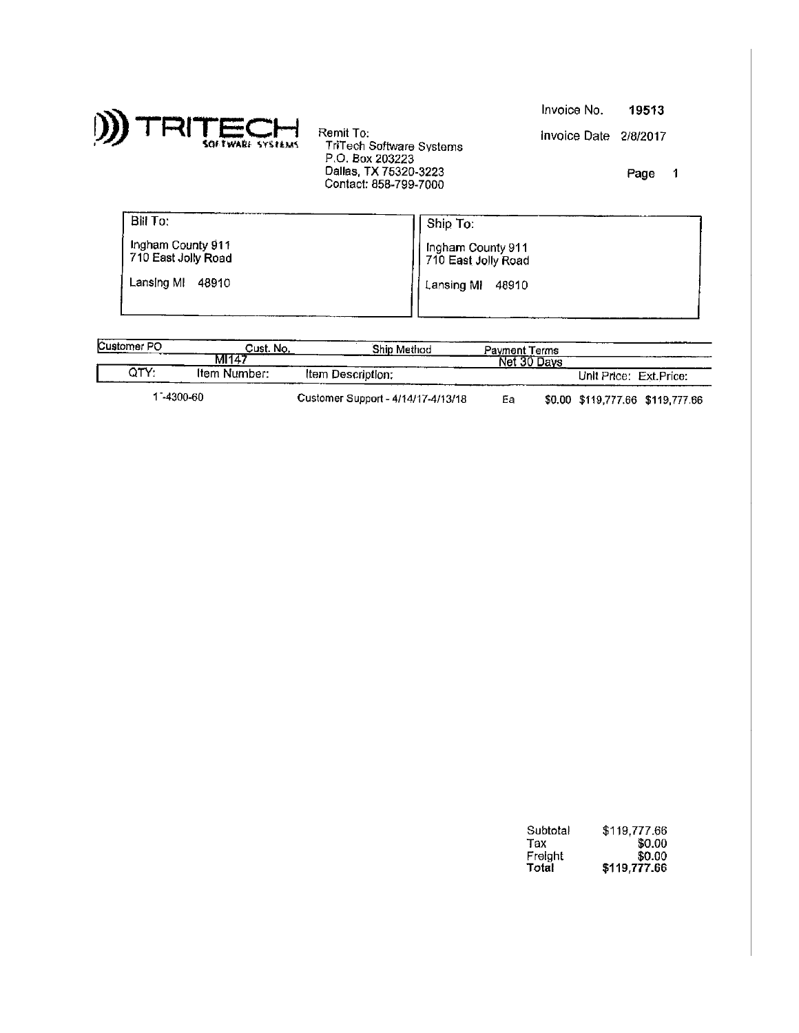TRITECH SOFTWARE SYSTEMS

Remit To:
TriTech Software Systems
P.O. Box 203223
Dallas, TX 75320-3223
Contact: 858-799-7000

Invoice No. **19513**

Invoice Date 2/8/2017

Page 1

| Bill To: | Ship To: |
|---|---|
| Ingham County 911<br>710 East Jolly Road<br>Lansing MI 48910 | Ingham County 911<br>710 East Jolly Road<br>Lansing MI 48910 |

| Customer PO | Cust. No. | Ship Method | Payment Terms |
|---|---|---|---|
| | MI147 | | Net 30 Days |

| QTY: | Item Number: | Item Description: | | | Unit Price: | Ext.Price: |
|---|---|---|---|---|---|---|
| 1 | -4300-60 | Customer Support - 4/14/17-4/13/18 | Ea | $0.00 | $119,777.66 | $119,777.66 |

| | |
|---|---|
| Subtotal | $119,777.66 |
| Tax | $0.00 |
| Freight | $0.00 |
| **Total** | **$119,777.66** |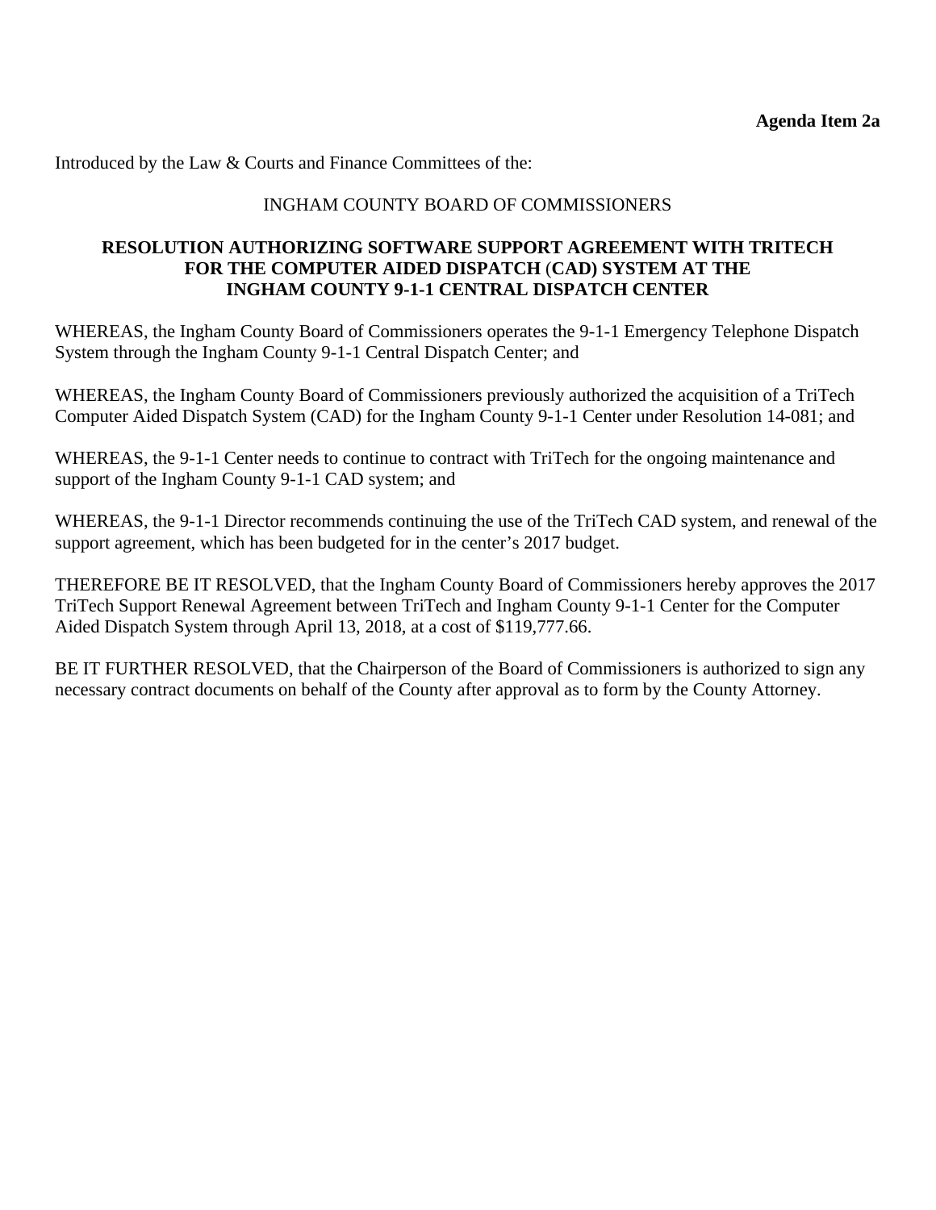**Agenda Item 2a**

Introduced by the Law & Courts and Finance Committees of the:

INGHAM COUNTY BOARD OF COMMISSIONERS

**RESOLUTION AUTHORIZING SOFTWARE SUPPORT AGREEMENT WITH TRITECH FOR THE COMPUTER AIDED DISPATCH (CAD) SYSTEM AT THE INGHAM COUNTY 9-1-1 CENTRAL DISPATCH CENTER**

WHEREAS, the Ingham County Board of Commissioners operates the 9-1-1 Emergency Telephone Dispatch System through the Ingham County 9-1-1 Central Dispatch Center; and

WHEREAS, the Ingham County Board of Commissioners previously authorized the acquisition of a TriTech Computer Aided Dispatch System (CAD) for the Ingham County 9-1-1 Center under Resolution 14-081; and

WHEREAS, the 9-1-1 Center needs to continue to contract with TriTech for the ongoing maintenance and support of the Ingham County 9-1-1 CAD system; and

WHEREAS, the 9-1-1 Director recommends continuing the use of the TriTech CAD system, and renewal of the support agreement, which has been budgeted for in the center's 2017 budget.

THEREFORE BE IT RESOLVED, that the Ingham County Board of Commissioners hereby approves the 2017 TriTech Support Renewal Agreement between TriTech and Ingham County 9-1-1 Center for the Computer Aided Dispatch System through April 13, 2018, at a cost of $119,777.66.

BE IT FURTHER RESOLVED, that the Chairperson of the Board of Commissioners is authorized to sign any necessary contract documents on behalf of the County after approval as to form by the County Attorney.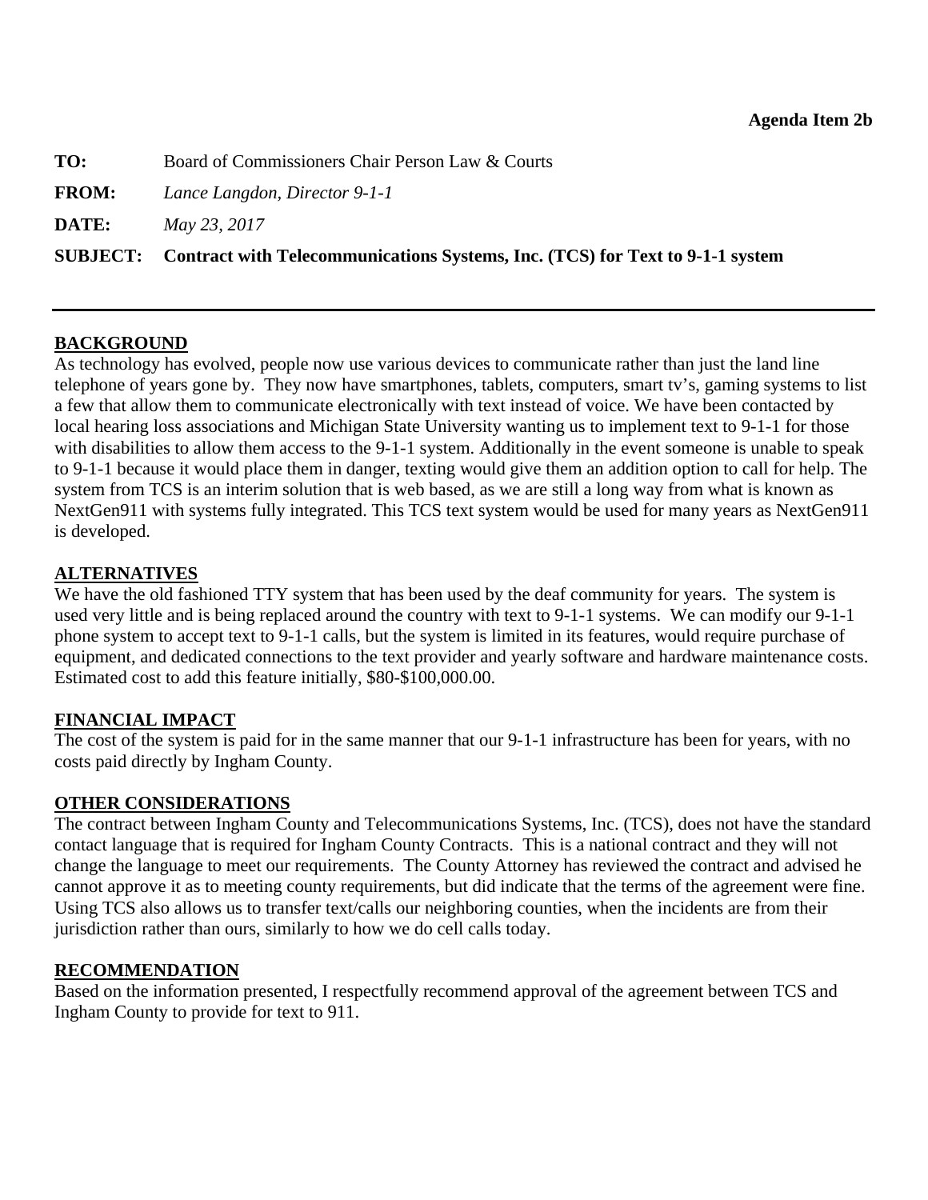**Agenda Item 2b**

**TO:** Board of Commissioners Chair Person Law & Courts

**FROM:** *Lance Langdon, Director 9-1-1*

**DATE:** *May 23, 2017*

**SUBJECT: Contract with Telecommunications Systems, Inc. (TCS) for Text to 9-1-1 system**

---

## BACKGROUND

As technology has evolved, people now use various devices to communicate rather than just the land line telephone of years gone by. They now have smartphones, tablets, computers, smart tv's, gaming systems to list a few that allow them to communicate electronically with text instead of voice. We have been contacted by local hearing loss associations and Michigan State University wanting us to implement text to 9-1-1 for those with disabilities to allow them access to the 9-1-1 system. Additionally in the event someone is unable to speak to 9-1-1 because it would place them in danger, texting would give them an addition option to call for help. The system from TCS is an interim solution that is web based, as we are still a long way from what is known as NextGen911 with systems fully integrated. This TCS text system would be used for many years as NextGen911 is developed.

## ALTERNATIVES

We have the old fashioned TTY system that has been used by the deaf community for years. The system is used very little and is being replaced around the country with text to 9-1-1 systems. We can modify our 9-1-1 phone system to accept text to 9-1-1 calls, but the system is limited in its features, would require purchase of equipment, and dedicated connections to the text provider and yearly software and hardware maintenance costs. Estimated cost to add this feature initially, $80-$100,000.00.

## FINANCIAL IMPACT

The cost of the system is paid for in the same manner that our 9-1-1 infrastructure has been for years, with no costs paid directly by Ingham County.

## OTHER CONSIDERATIONS

The contract between Ingham County and Telecommunications Systems, Inc. (TCS), does not have the standard contact language that is required for Ingham County Contracts. This is a national contract and they will not change the language to meet our requirements. The County Attorney has reviewed the contract and advised he cannot approve it as to meeting county requirements, but did indicate that the terms of the agreement were fine. Using TCS also allows us to transfer text/calls our neighboring counties, when the incidents are from their jurisdiction rather than ours, similarly to how we do cell calls today.

## RECOMMENDATION

Based on the information presented, I respectfully recommend approval of the agreement between TCS and Ingham County to provide for text to 911.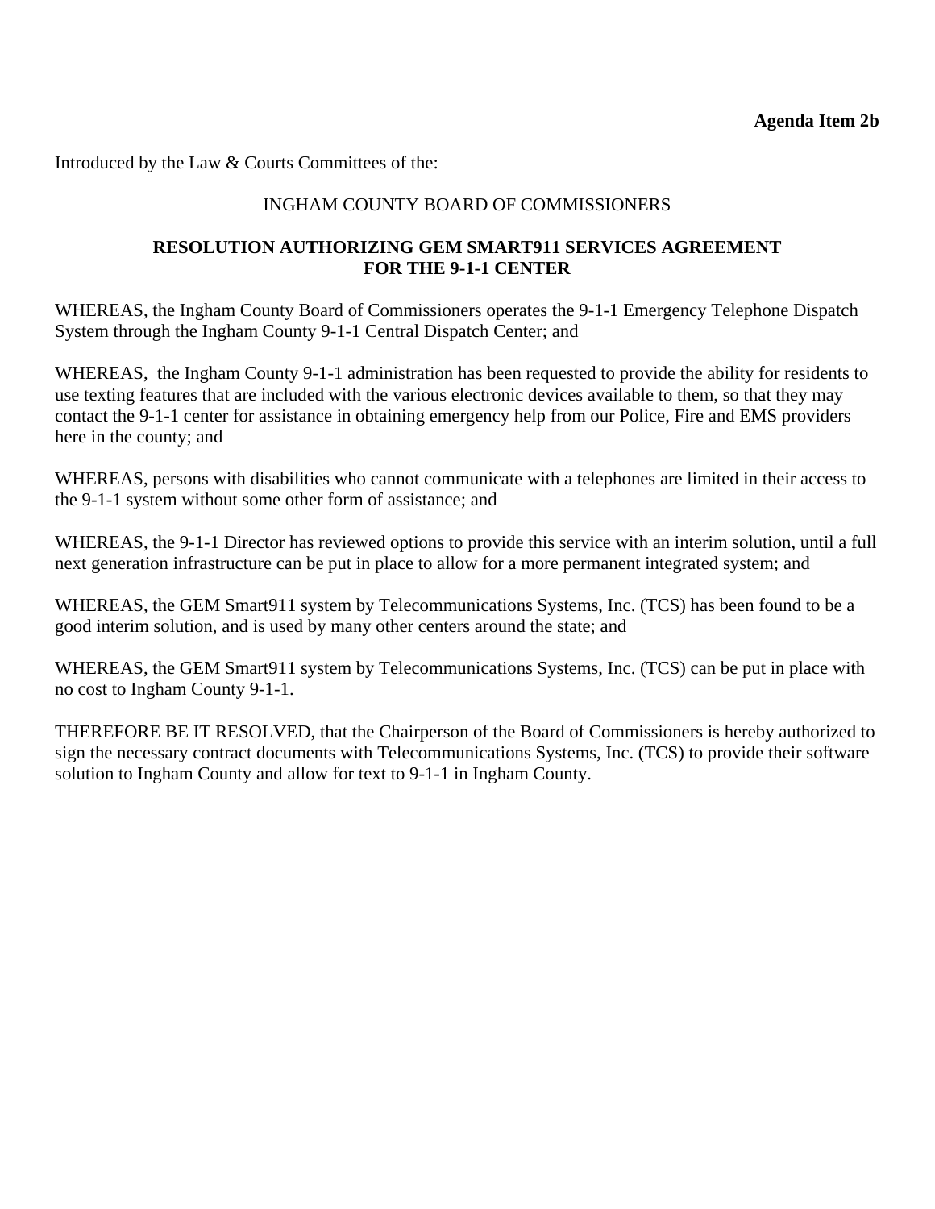**Agenda Item 2b**

Introduced by the Law & Courts Committees of the:

INGHAM COUNTY BOARD OF COMMISSIONERS

**RESOLUTION AUTHORIZING GEM SMART911 SERVICES AGREEMENT FOR THE 9-1-1 CENTER**

WHEREAS, the Ingham County Board of Commissioners operates the 9-1-1 Emergency Telephone Dispatch System through the Ingham County 9-1-1 Central Dispatch Center; and

WHEREAS, the Ingham County 9-1-1 administration has been requested to provide the ability for residents to use texting features that are included with the various electronic devices available to them, so that they may contact the 9-1-1 center for assistance in obtaining emergency help from our Police, Fire and EMS providers here in the county; and

WHEREAS, persons with disabilities who cannot communicate with a telephones are limited in their access to the 9-1-1 system without some other form of assistance; and

WHEREAS, the 9-1-1 Director has reviewed options to provide this service with an interim solution, until a full next generation infrastructure can be put in place to allow for a more permanent integrated system; and

WHEREAS, the GEM Smart911 system by Telecommunications Systems, Inc. (TCS) has been found to be a good interim solution, and is used by many other centers around the state; and

WHEREAS, the GEM Smart911 system by Telecommunications Systems, Inc. (TCS) can be put in place with no cost to Ingham County 9-1-1.

THEREFORE BE IT RESOLVED, that the Chairperson of the Board of Commissioners is hereby authorized to sign the necessary contract documents with Telecommunications Systems, Inc. (TCS) to provide their software solution to Ingham County and allow for text to 9-1-1 in Ingham County.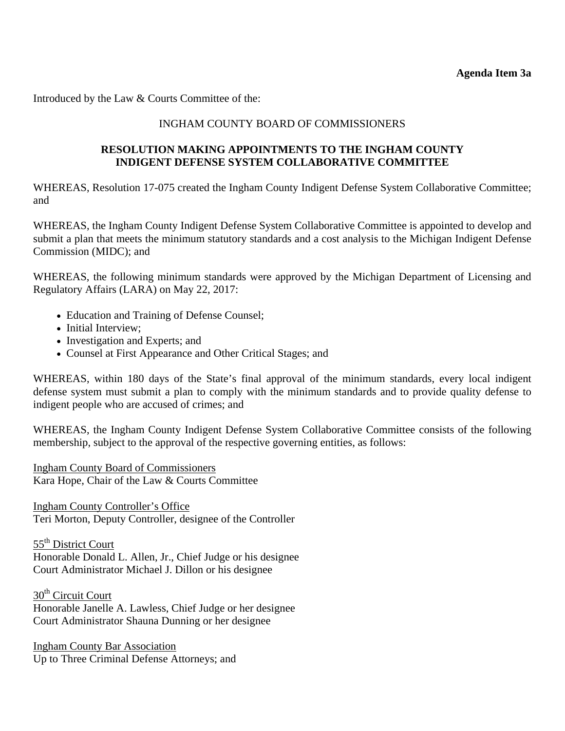**Agenda Item 3a**

Introduced by the Law & Courts Committee of the:

INGHAM COUNTY BOARD OF COMMISSIONERS

**RESOLUTION MAKING APPOINTMENTS TO THE INGHAM COUNTY INDIGENT DEFENSE SYSTEM COLLABORATIVE COMMITTEE**

WHEREAS, Resolution 17-075 created the Ingham County Indigent Defense System Collaborative Committee; and

WHEREAS, the Ingham County Indigent Defense System Collaborative Committee is appointed to develop and submit a plan that meets the minimum statutory standards and a cost analysis to the Michigan Indigent Defense Commission (MIDC); and

WHEREAS, the following minimum standards were approved by the Michigan Department of Licensing and Regulatory Affairs (LARA) on May 22, 2017:

- Education and Training of Defense Counsel;
- Initial Interview;
- Investigation and Experts; and
- Counsel at First Appearance and Other Critical Stages; and

WHEREAS, within 180 days of the State's final approval of the minimum standards, every local indigent defense system must submit a plan to comply with the minimum standards and to provide quality defense to indigent people who are accused of crimes; and

WHEREAS, the Ingham County Indigent Defense System Collaborative Committee consists of the following membership, subject to the approval of the respective governing entities, as follows:

<u>Ingham County Board of Commissioners</u>
Kara Hope, Chair of the Law & Courts Committee

<u>Ingham County Controller's Office</u>
Teri Morton, Deputy Controller, designee of the Controller

<u>55th District Court</u>
Honorable Donald L. Allen, Jr., Chief Judge or his designee
Court Administrator Michael J. Dillon or his designee

<u>30th Circuit Court</u>
Honorable Janelle A. Lawless, Chief Judge or her designee
Court Administrator Shauna Dunning or her designee

<u>Ingham County Bar Association</u>
Up to Three Criminal Defense Attorneys; and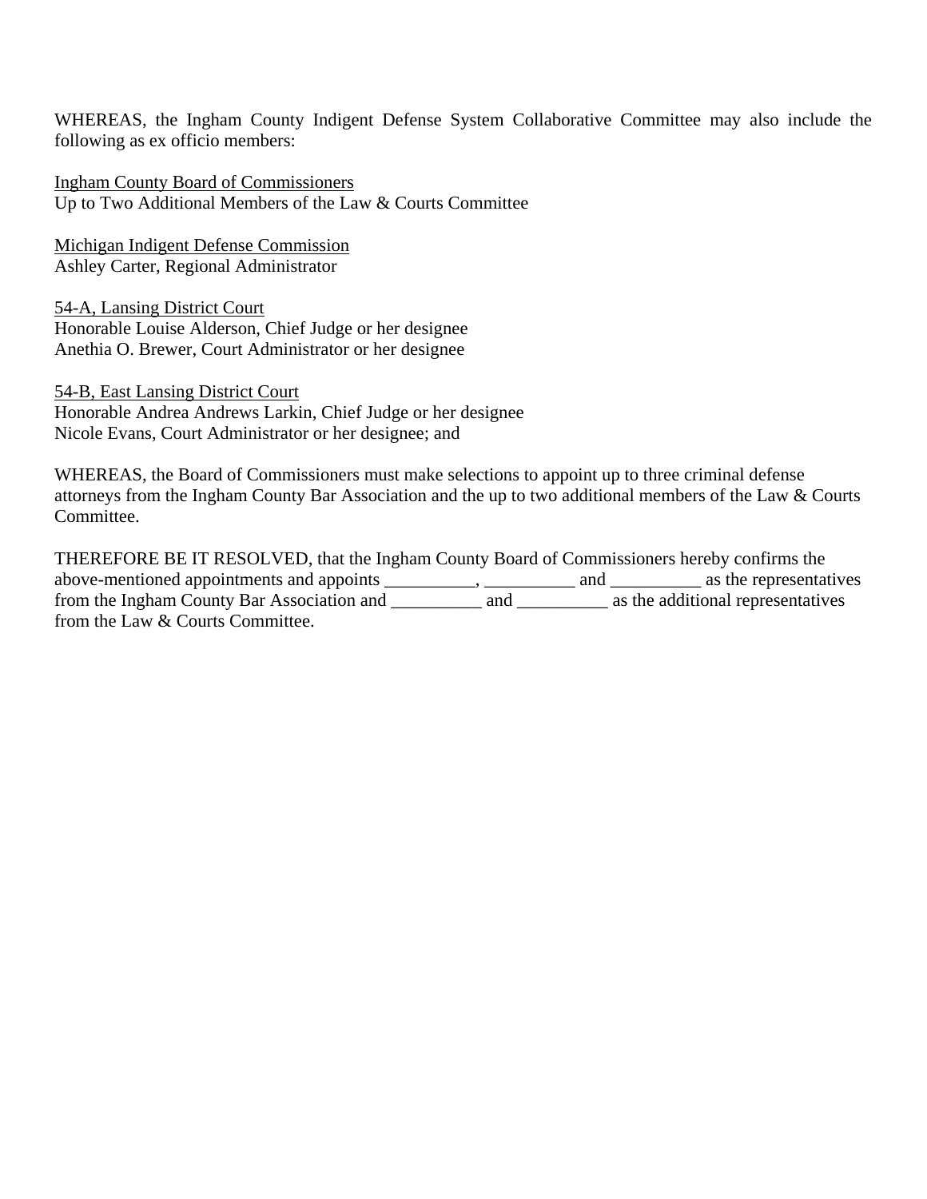WHEREAS, the Ingham County Indigent Defense System Collaborative Committee may also include the following as ex officio members:

<u>Ingham County Board of Commissioners</u>
Up to Two Additional Members of the Law & Courts Committee

<u>Michigan Indigent Defense Commission</u>
Ashley Carter, Regional Administrator

<u>54-A, Lansing District Court</u>
Honorable Louise Alderson, Chief Judge or her designee
Anethia O. Brewer, Court Administrator or her designee

<u>54-B, East Lansing District Court</u>
Honorable Andrea Andrews Larkin, Chief Judge or her designee
Nicole Evans, Court Administrator or her designee; and

WHEREAS, the Board of Commissioners must make selections to appoint up to three criminal defense attorneys from the Ingham County Bar Association and the up to two additional members of the Law & Courts Committee.

THEREFORE BE IT RESOLVED, that the Ingham County Board of Commissioners hereby confirms the above-mentioned appointments and appoints __________, __________ and __________ as the representatives from the Ingham County Bar Association and __________ and __________ as the additional representatives from the Law & Courts Committee.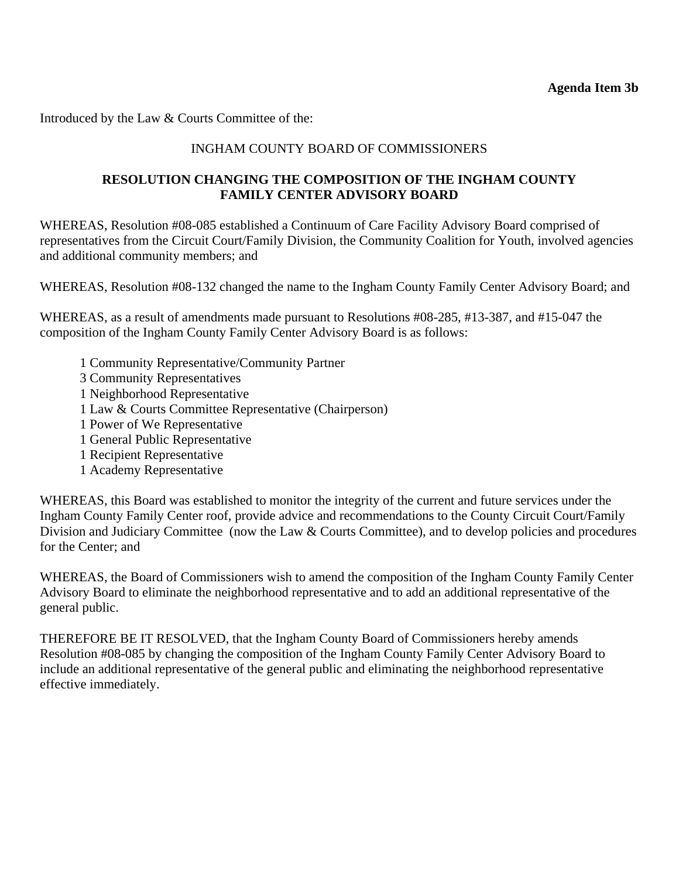**Agenda Item 3b**

Introduced by the Law & Courts Committee of the:

INGHAM COUNTY BOARD OF COMMISSIONERS

**RESOLUTION CHANGING THE COMPOSITION OF THE INGHAM COUNTY FAMILY CENTER ADVISORY BOARD**

WHEREAS, Resolution #08-085 established a Continuum of Care Facility Advisory Board comprised of representatives from the Circuit Court/Family Division, the Community Coalition for Youth, involved agencies and additional community members; and

WHEREAS, Resolution #08-132 changed the name to the Ingham County Family Center Advisory Board; and

WHEREAS, as a result of amendments made pursuant to Resolutions #08-285, #13-387, and #15-047 the composition of the Ingham County Family Center Advisory Board is as follows:

1 Community Representative/Community Partner
3 Community Representatives
1 Neighborhood Representative
1 Law & Courts Committee Representative (Chairperson)
1 Power of We Representative
1 General Public Representative
1 Recipient Representative
1 Academy Representative

WHEREAS, this Board was established to monitor the integrity of the current and future services under the Ingham County Family Center roof, provide advice and recommendations to the County Circuit Court/Family Division and Judiciary Committee (now the Law & Courts Committee), and to develop policies and procedures for the Center; and

WHEREAS, the Board of Commissioners wish to amend the composition of the Ingham County Family Center Advisory Board to eliminate the neighborhood representative and to add an additional representative of the general public.

THEREFORE BE IT RESOLVED, that the Ingham County Board of Commissioners hereby amends Resolution #08-085 by changing the composition of the Ingham County Family Center Advisory Board to include an additional representative of the general public and eliminating the neighborhood representative effective immediately.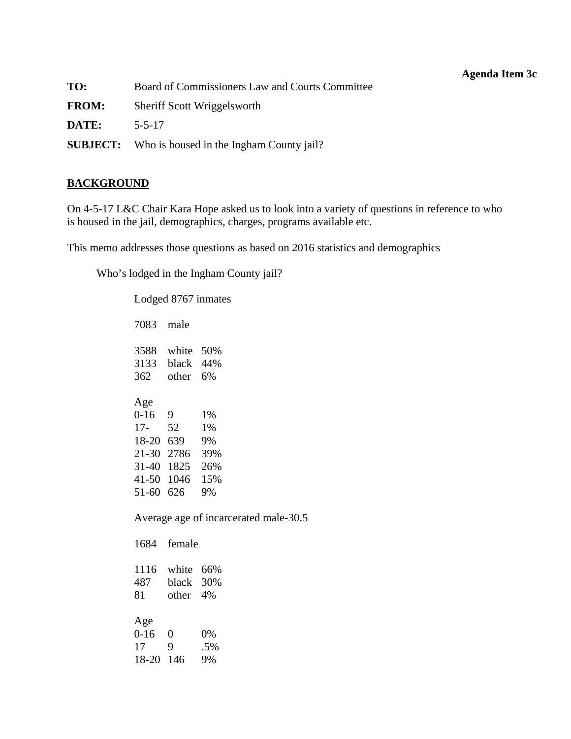**Agenda Item 3c**

**TO:** Board of Commissioners Law and Courts Committee

**FROM:** Sheriff Scott Wriggelsworth

**DATE:** 5-5-17

**SUBJECT:** Who is housed in the Ingham County jail?

## BACKGROUND

On 4-5-17 L&C Chair Kara Hope asked us to look into a variety of questions in reference to who is housed in the jail, demographics, charges, programs available etc.

This memo addresses those questions as based on 2016 statistics and demographics

Who's lodged in the Ingham County jail?

Lodged 8767 inmates

7083 male

| | | |
|---|---|---|
| 3588 | white | 50% |
| 3133 | black | 44% |
| 362 | other | 6% |

| Age | | |
|---|---|---|
| 0-16 | 9 | 1% |
| 17- | 52 | 1% |
| 18-20 | 639 | 9% |
| 21-30 | 2786 | 39% |
| 31-40 | 1825 | 26% |
| 41-50 | 1046 | 15% |
| 51-60 | 626 | 9% |

Average age of incarcerated male-30.5

1684 female

| | | |
|---|---|---|
| 1116 | white | 66% |
| 487 | black | 30% |
| 81 | other | 4% |

| Age | | |
|---|---|---|
| 0-16 | 0 | 0% |
| 17 | 9 | .5% |
| 18-20 | 146 | 9% |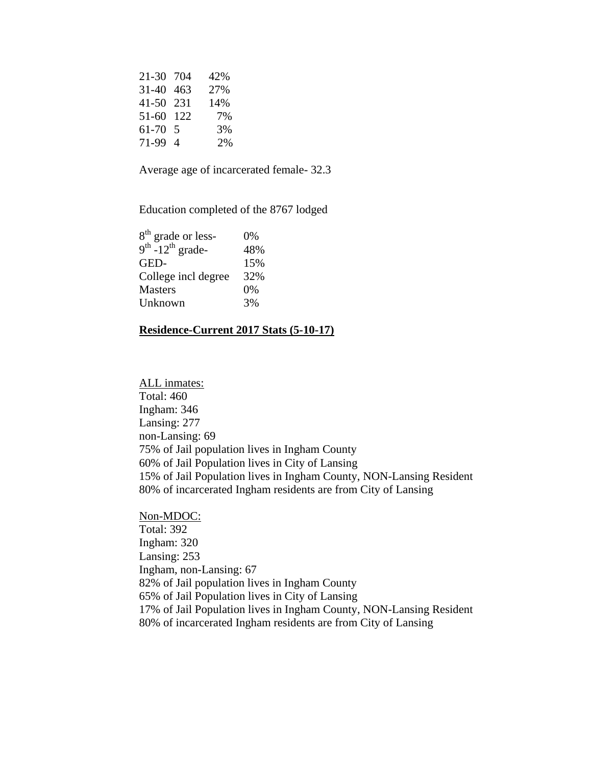| | | |
|---|---|---|
| 21-30 | 704 | 42% |
| 31-40 | 463 | 27% |
| 41-50 | 231 | 14% |
| 51-60 | 122 | 7% |
| 61-70 | 5 | 3% |
| 71-99 | 4 | 2% |

Average age of incarcerated female- 32.3

Education completed of the 8767 lodged

| | |
|---|---|
| 8th grade or less- | 0% |
| 9th -12th grade- | 48% |
| GED- | 15% |
| College incl degree | 32% |
| Masters | 0% |
| Unknown | 3% |

**Residence-Current 2017 Stats (5-10-17)**

ALL inmates:
Total: 460
Ingham: 346
Lansing: 277
non-Lansing: 69
75% of Jail population lives in Ingham County
60% of Jail Population lives in City of Lansing
15% of Jail Population lives in Ingham County, NON-Lansing Resident
80% of incarcerated Ingham residents are from City of Lansing

Non-MDOC:
Total: 392
Ingham: 320
Lansing: 253
Ingham, non-Lansing: 67
82% of Jail population lives in Ingham County
65% of Jail Population lives in City of Lansing
17% of Jail Population lives in Ingham County, NON-Lansing Resident
80% of incarcerated Ingham residents are from City of Lansing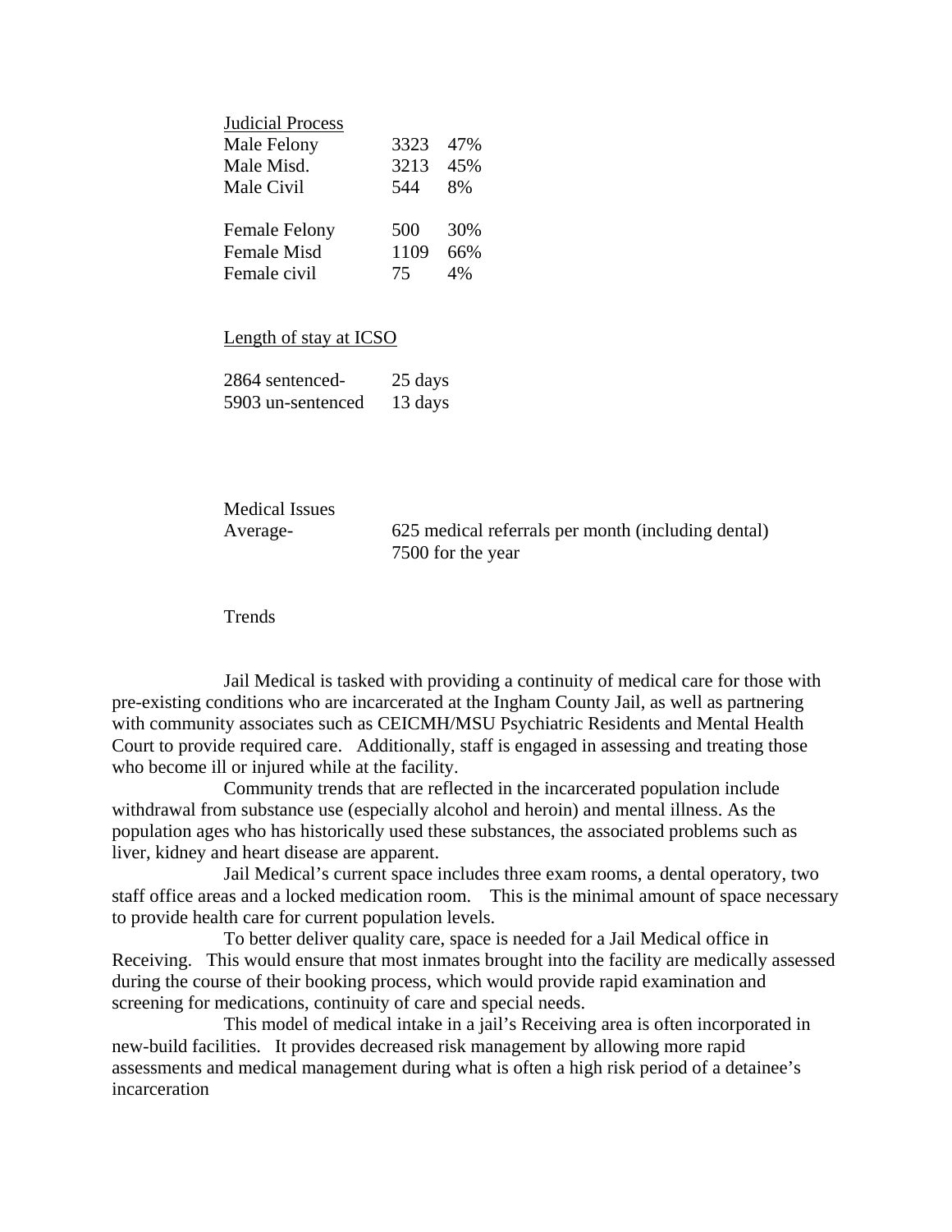Judicial Process

| | | |
|---|---|---|
| Male Felony | 3323 | 47% |
| Male Misd. | 3213 | 45% |
| Male Civil | 544 | 8% |
| | | |
| Female Felony | 500 | 30% |
| Female Misd | 1109 | 66% |
| Female civil | 75 | 4% |

Length of stay at ICSO

| | |
|---|---|
| 2864 sentenced- | 25 days |
| 5903 un-sentenced | 13 days |

Medical Issues

Average- 625 medical referrals per month (including dental)
7500 for the year

Trends

Jail Medical is tasked with providing a continuity of medical care for those with pre-existing conditions who are incarcerated at the Ingham County Jail, as well as partnering with community associates such as CEICMH/MSU Psychiatric Residents and Mental Health Court to provide required care. Additionally, staff is engaged in assessing and treating those who become ill or injured while at the facility.

Community trends that are reflected in the incarcerated population include withdrawal from substance use (especially alcohol and heroin) and mental illness. As the population ages who has historically used these substances, the associated problems such as liver, kidney and heart disease are apparent.

Jail Medical's current space includes three exam rooms, a dental operatory, two staff office areas and a locked medication room. This is the minimal amount of space necessary to provide health care for current population levels.

To better deliver quality care, space is needed for a Jail Medical office in Receiving. This would ensure that most inmates brought into the facility are medically assessed during the course of their booking process, which would provide rapid examination and screening for medications, continuity of care and special needs.

This model of medical intake in a jail's Receiving area is often incorporated in new-build facilities. It provides decreased risk management by allowing more rapid assessments and medical management during what is often a high risk period of a detainee's incarceration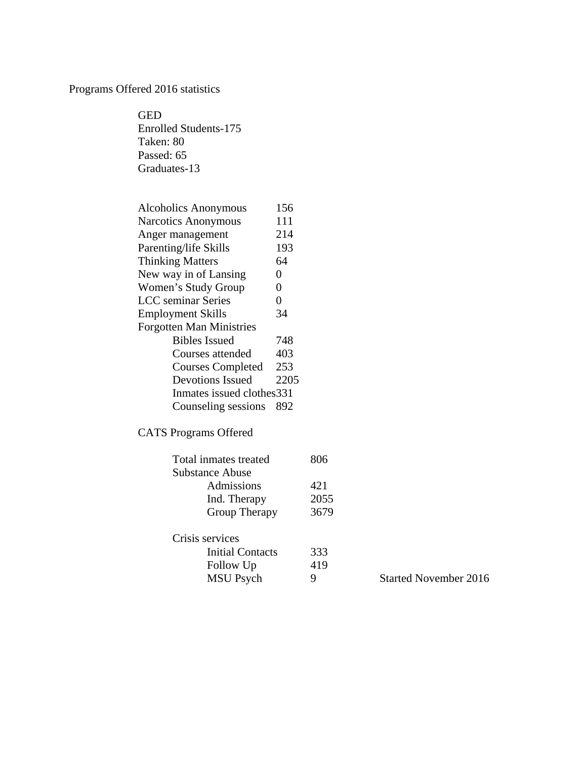Programs Offered 2016 statistics

GED
Enrolled Students-175
Taken: 80
Passed: 65
Graduates-13

| Program | Count |
|---|---|
| Alcoholics Anonymous | 156 |
| Narcotics Anonymous | 111 |
| Anger management | 214 |
| Parenting/life Skills | 193 |
| Thinking Matters | 64 |
| New way in of Lansing | 0 |
| Women's Study Group | 0 |
| LCC seminar Series | 0 |
| Employment Skills | 34 |
| Forgotten Man Ministries | |
| Bibles Issued | 748 |
| Courses attended | 403 |
| Courses Completed | 253 |
| Devotions Issued | 2205 |
| Inmates issued clothes | 331 |
| Counseling sessions | 892 |

CATS Programs Offered

| Item | Count | |
|---|---|---|
| Total inmates treated | 806 | |
| Substance Abuse | | |
| Admissions | 421 | |
| Ind. Therapy | 2055 | |
| Group Therapy | 3679 | |
| Crisis services | | |
| Initial Contacts | 333 | |
| Follow Up | 419 | |
| MSU Psych | 9 | Started November 2016 |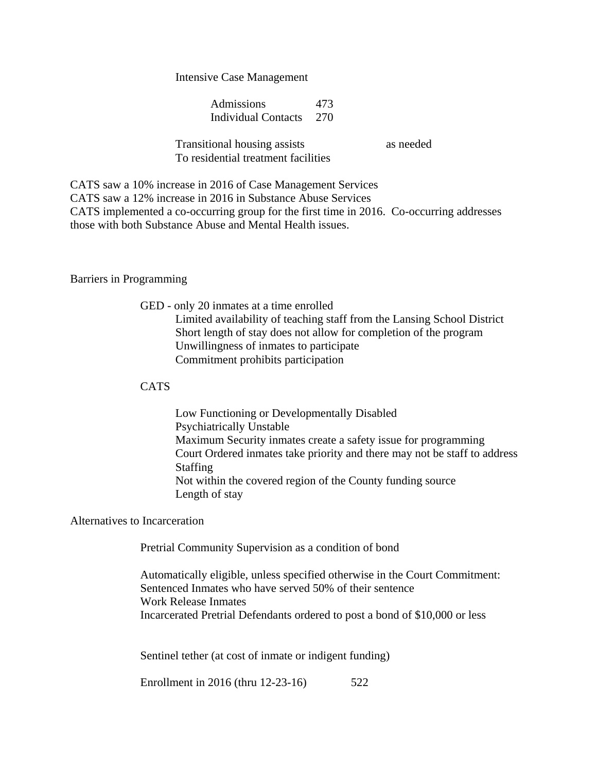Intensive Case Management

| | |
|---|---|
| Admissions | 473 |
| Individual Contacts | 270 |

| | |
|---|---|
| Transitional housing assists To residential treatment facilities | as needed |

CATS saw a 10% increase in 2016 of Case Management Services
CATS saw a 12% increase in 2016 in Substance Abuse Services
CATS implemented a co-occurring group for the first time in 2016. Co-occurring addresses those with both Substance Abuse and Mental Health issues.

Barriers in Programming

GED - only 20 inmates at a time enrolled

- Limited availability of teaching staff from the Lansing School District
- Short length of stay does not allow for completion of the program
- Unwillingness of inmates to participate
- Commitment prohibits participation

CATS

- Low Functioning or Developmentally Disabled
- Psychiatrically Unstable
- Maximum Security inmates create a safety issue for programming
- Court Ordered inmates take priority and there may not be staff to address
- Staffing
- Not within the covered region of the County funding source
- Length of stay

Alternatives to Incarceration

Pretrial Community Supervision as a condition of bond

Automatically eligible, unless specified otherwise in the Court Commitment:
Sentenced Inmates who have served 50% of their sentence
Work Release Inmates
Incarcerated Pretrial Defendants ordered to post a bond of $10,000 or less

Sentinel tether (at cost of inmate or indigent funding)

| | |
|---|---|
| Enrollment in 2016 (thru 12-23-16) | 522 |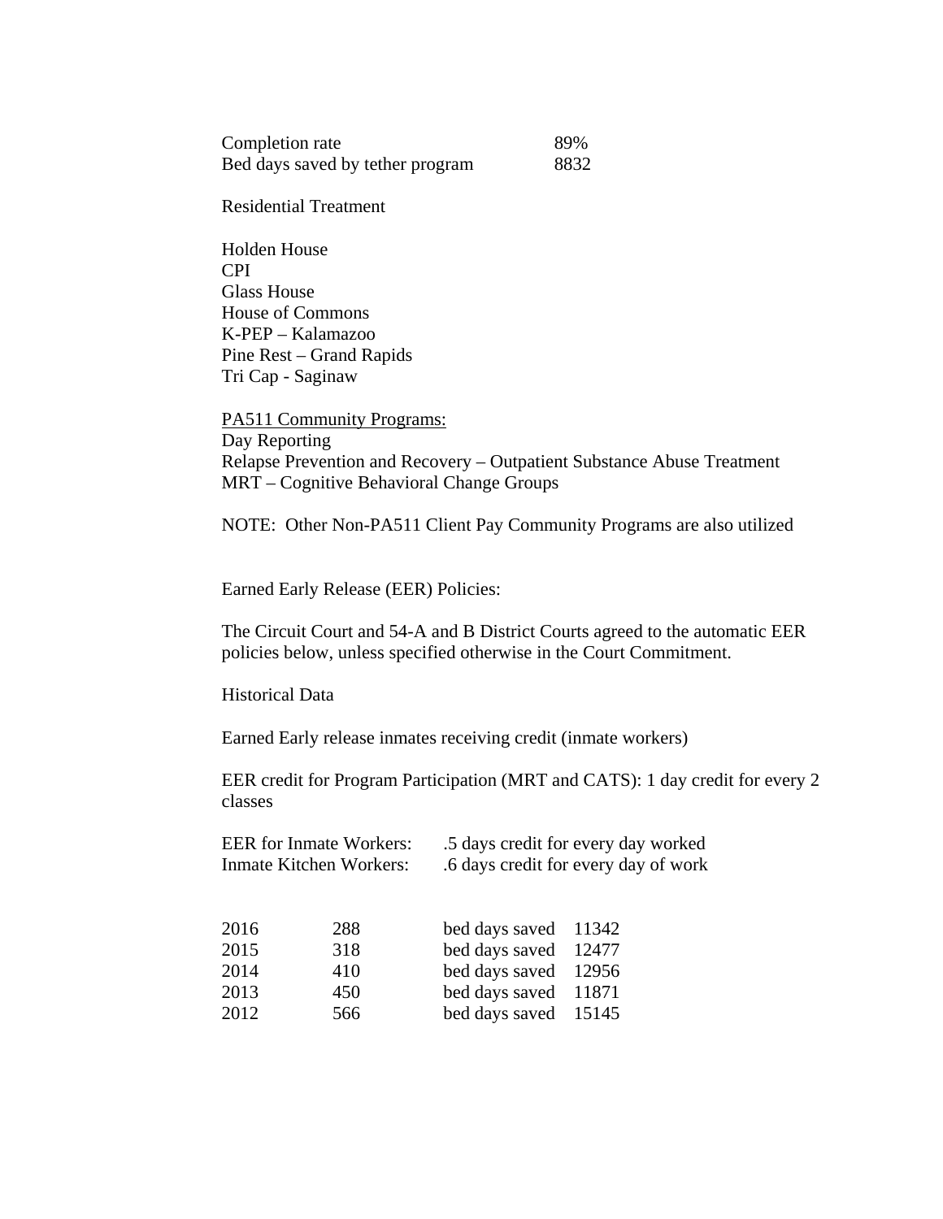| | |
|---|---|
| Completion rate | 89% |
| Bed days saved by tether program | 8832 |

Residential Treatment

Holden House
CPI
Glass House
House of Commons
K-PEP – Kalamazoo
Pine Rest – Grand Rapids
Tri Cap - Saginaw

<u>PA511 Community Programs:</u>
Day Reporting
Relapse Prevention and Recovery – Outpatient Substance Abuse Treatment
MRT – Cognitive Behavioral Change Groups

NOTE: Other Non-PA511 Client Pay Community Programs are also utilized

Earned Early Release (EER) Policies:

The Circuit Court and 54-A and B District Courts agreed to the automatic EER policies below, unless specified otherwise in the Court Commitment.

Historical Data

Earned Early release inmates receiving credit (inmate workers)

EER credit for Program Participation (MRT and CATS): 1 day credit for every 2 classes

| | |
|---|---|
| EER for Inmate Workers: | .5 days credit for every day worked |
| Inmate Kitchen Workers: | .6 days credit for every day of work |

| | | | |
|---|---|---|---|
| 2016 | 288 | bed days saved | 11342 |
| 2015 | 318 | bed days saved | 12477 |
| 2014 | 410 | bed days saved | 12956 |
| 2013 | 450 | bed days saved | 11871 |
| 2012 | 566 | bed days saved | 15145 |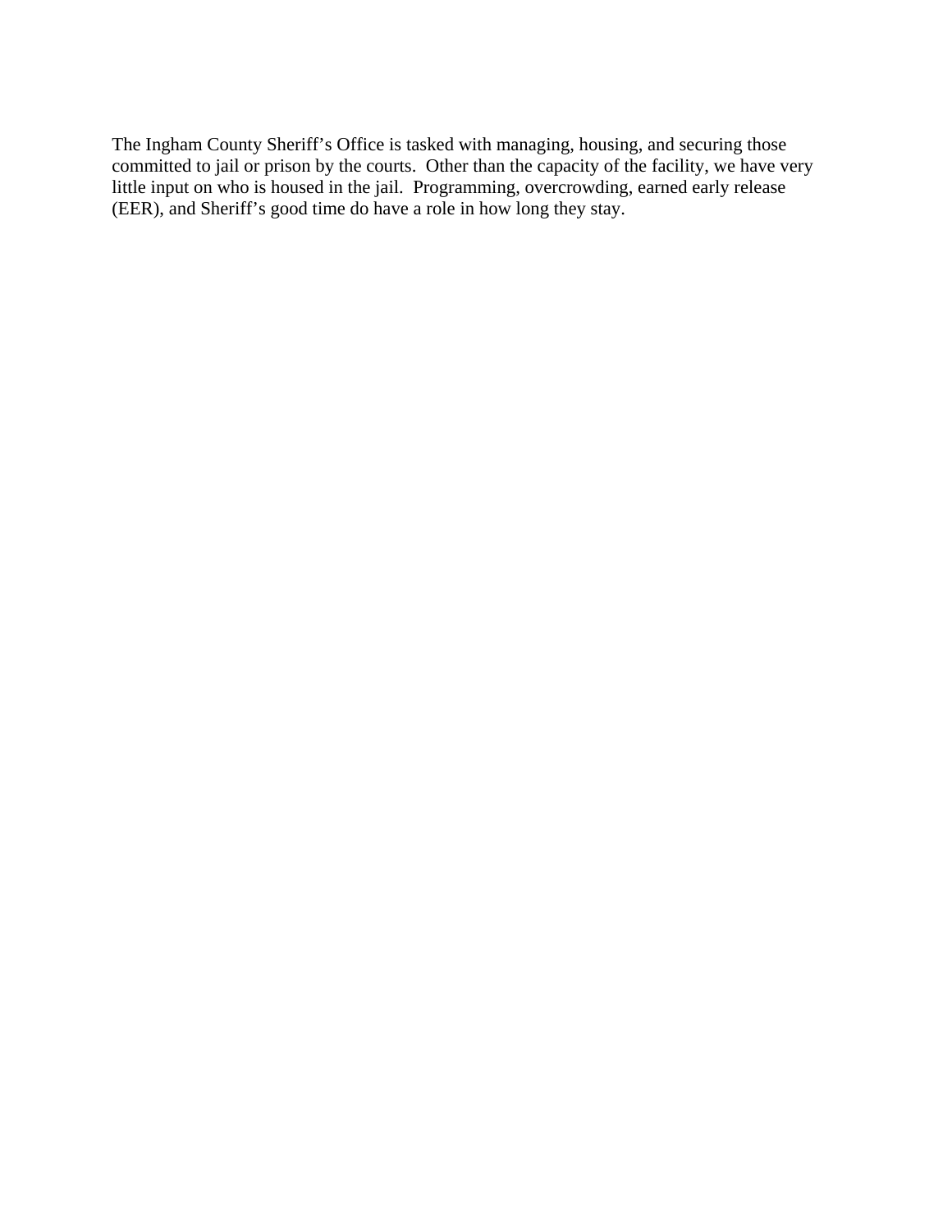The Ingham County Sheriff's Office is tasked with managing, housing, and securing those committed to jail or prison by the courts. Other than the capacity of the facility, we have very little input on who is housed in the jail. Programming, overcrowding, earned early release (EER), and Sheriff's good time do have a role in how long they stay.